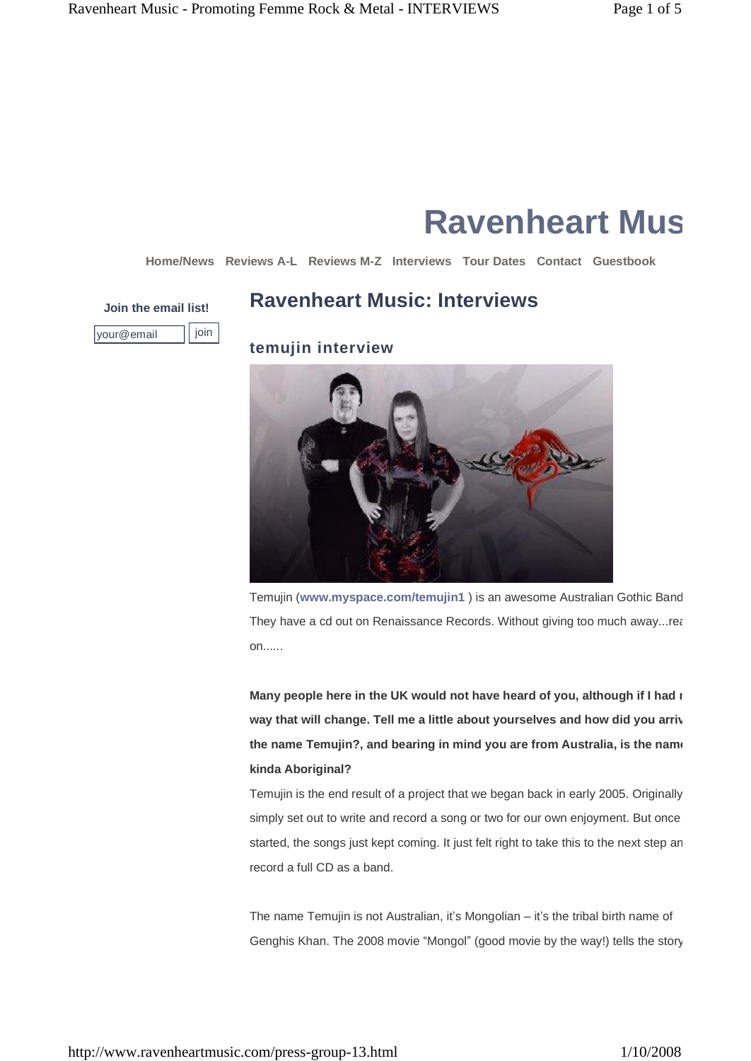# Ravenheart Mus

Home/News Reviews A-L Reviews M-Z Interviews Tour Dates Contact Guestbook

**Join the email list!**

your@email join

## Ravenheart Music: Interviews

### temujin interview

Temujin (**www.myspace.com/temujin1** ) is an awesome Australian Gothic Band They have a cd out on Renaissance Records. Without giving too much away...rea on......

**Many people here in the UK would not have heard of you, although if I had r way that will change. Tell me a little about yourselves and how did you arriv the name Temujin?, and bearing in mind you are from Australia, is the name kinda Aboriginal?**

Temujin is the end result of a project that we began back in early 2005. Originally simply set out to write and record a song or two for our own enjoyment. But once started, the songs just kept coming. It just felt right to take this to the next step an record a full CD as a band.

The name Temujin is not Australian, it's Mongolian – it's the tribal birth name of Genghis Khan. The 2008 movie "Mongol" (good movie by the way!) tells the story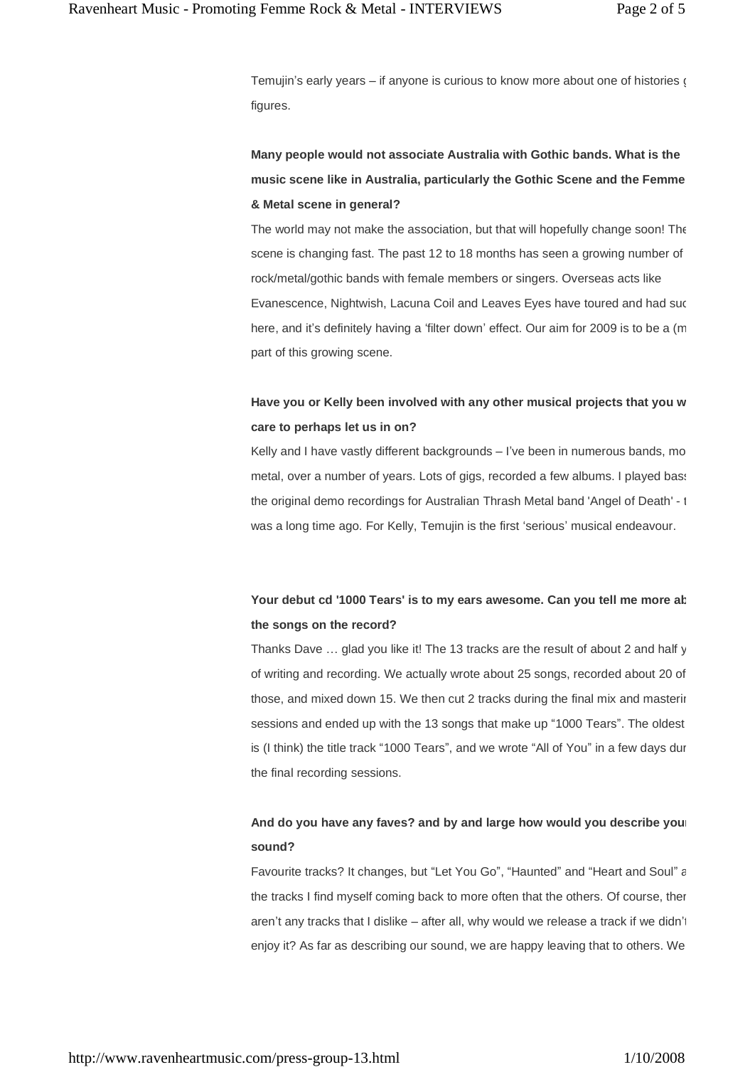Temujin's early years – if anyone is curious to know more about one of histories g figures.

**Many people would not associate Australia with Gothic bands. What is the music scene like in Australia, particularly the Gothic Scene and the Femme & Metal scene in general?**

The world may not make the association, but that will hopefully change soon! The scene is changing fast. The past 12 to 18 months has seen a growing number of rock/metal/gothic bands with female members or singers. Overseas acts like Evanescence, Nightwish, Lacuna Coil and Leaves Eyes have toured and had suc here, and it's definitely having a 'filter down' effect. Our aim for 2009 is to be a (m part of this growing scene.

**Have you or Kelly been involved with any other musical projects that you w care to perhaps let us in on?**

Kelly and I have vastly different backgrounds – I've been in numerous bands, mo metal, over a number of years. Lots of gigs, recorded a few albums. I played bas the original demo recordings for Australian Thrash Metal band 'Angel of Death' - t was a long time ago. For Kelly, Temujin is the first 'serious' musical endeavour.

**Your debut cd '1000 Tears' is to my ears awesome. Can you tell me more ab the songs on the record?**

Thanks Dave … glad you like it! The 13 tracks are the result of about 2 and half y of writing and recording. We actually wrote about 25 songs, recorded about 20 of those, and mixed down 15. We then cut 2 tracks during the final mix and masterin sessions and ended up with the 13 songs that make up "1000 Tears". The oldest is (I think) the title track "1000 Tears", and we wrote "All of You" in a few days dur the final recording sessions.

**And do you have any faves? and by and large how would you describe you sound?**

Favourite tracks? It changes, but "Let You Go", "Haunted" and "Heart and Soul" a the tracks I find myself coming back to more often that the others. Of course, ther aren't any tracks that I dislike – after all, why would we release a track if we didn't enjoy it? As far as describing our sound, we are happy leaving that to others. We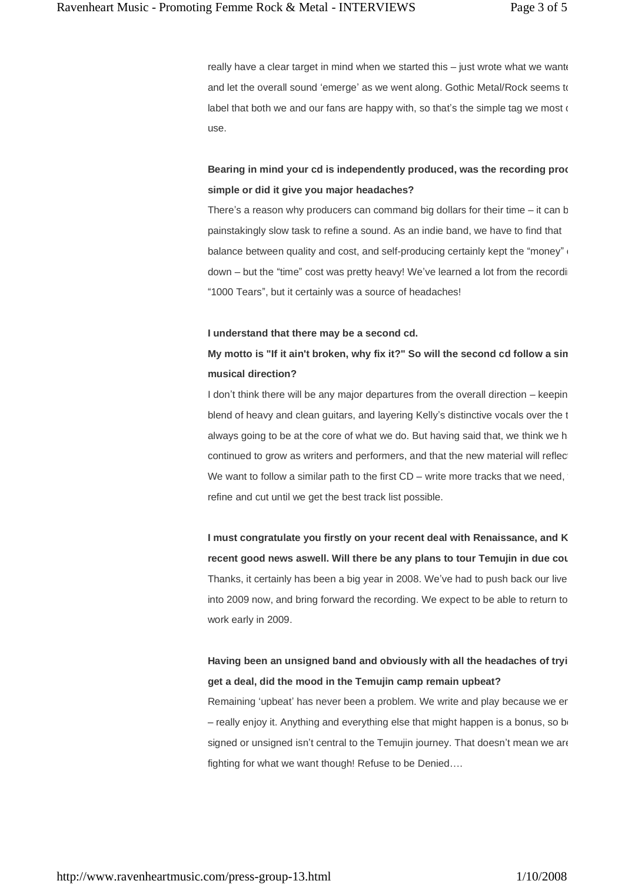really have a clear target in mind when we started this – just wrote what we wante and let the overall sound 'emerge' as we went along. Gothic Metal/Rock seems to label that both we and our fans are happy with, so that's the simple tag we most c use.

**Bearing in mind your cd is independently produced, was the recording proc simple or did it give you major headaches?**

There's a reason why producers can command big dollars for their time – it can b painstakingly slow task to refine a sound. As an indie band, we have to find that balance between quality and cost, and self-producing certainly kept the "money" down – but the "time" cost was pretty heavy! We've learned a lot from the recordi "1000 Tears", but it certainly was a source of headaches!

**I understand that there may be a second cd.**

**My motto is "If it ain't broken, why fix it?" So will the second cd follow a sim musical direction?**

I don't think there will be any major departures from the overall direction – keepin blend of heavy and clean guitars, and layering Kelly's distinctive vocals over the t always going to be at the core of what we do. But having said that, we think we h continued to grow as writers and performers, and that the new material will reflec We want to follow a similar path to the first CD – write more tracks that we need, refine and cut until we get the best track list possible.

**I must congratulate you firstly on your recent deal with Renaissance, and K recent good news aswell. Will there be any plans to tour Temujin in due cou**

Thanks, it certainly has been a big year in 2008. We've had to push back our live into 2009 now, and bring forward the recording. We expect to be able to return to work early in 2009.

**Having been an unsigned band and obviously with all the headaches of tryi get a deal, did the mood in the Temujin camp remain upbeat?**

Remaining 'upbeat' has never been a problem. We write and play because we er – really enjoy it. Anything and everything else that might happen is a bonus, so be signed or unsigned isn't central to the Temujin journey. That doesn't mean we are fighting for what we want though! Refuse to be Denied….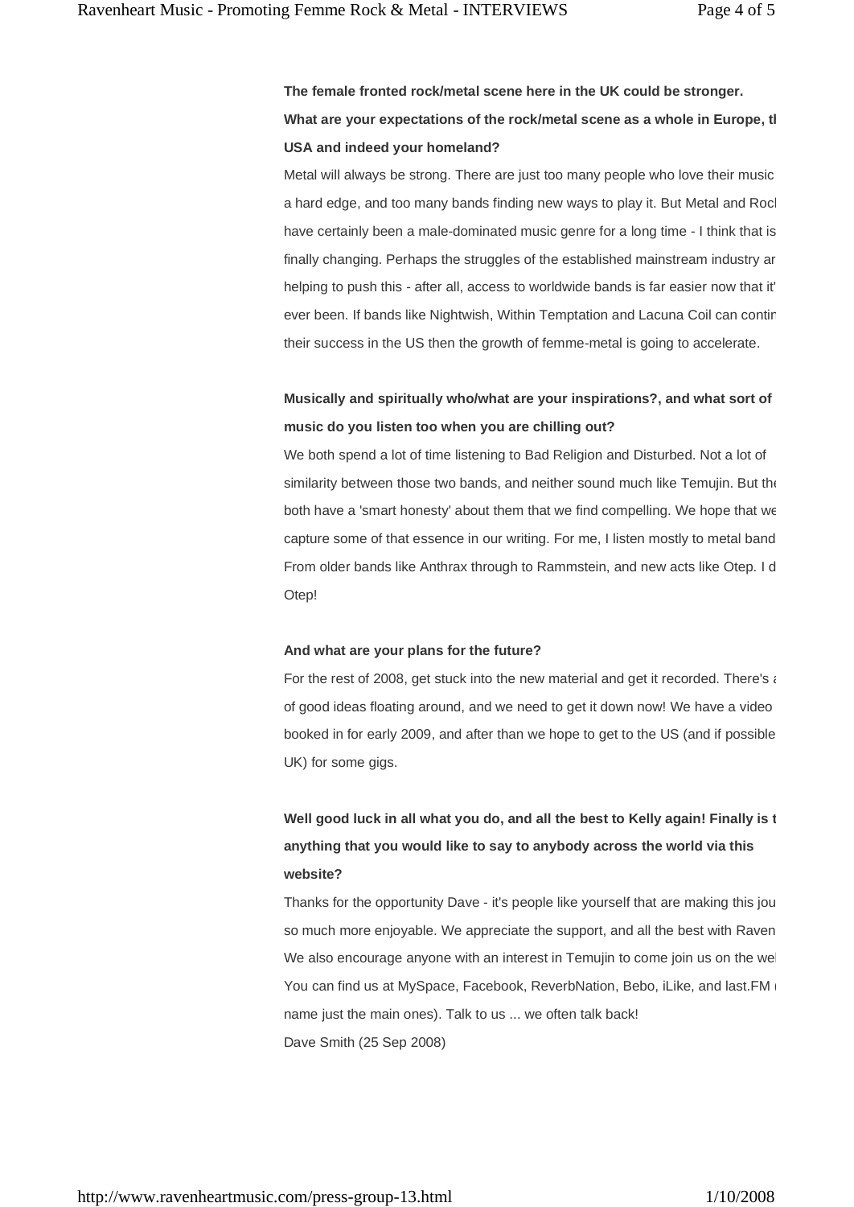**The female fronted rock/metal scene here in the UK could be stronger. What are your expectations of the rock/metal scene as a whole in Europe, tl USA and indeed your homeland?**

Metal will always be strong. There are just too many people who love their music a hard edge, and too many bands finding new ways to play it. But Metal and Rocl have certainly been a male-dominated music genre for a long time - I think that is finally changing. Perhaps the struggles of the established mainstream industry ar helping to push this - after all, access to worldwide bands is far easier now that it' ever been. If bands like Nightwish, Within Temptation and Lacuna Coil can contir their success in the US then the growth of femme-metal is going to accelerate.

**Musically and spiritually who/what are your inspirations?, and what sort of music do you listen too when you are chilling out?**

We both spend a lot of time listening to Bad Religion and Disturbed. Not a lot of similarity between those two bands, and neither sound much like Temujin. But the both have a 'smart honesty' about them that we find compelling. We hope that we capture some of that essence in our writing. For me, I listen mostly to metal band From older bands like Anthrax through to Rammstein, and new acts like Otep. I d Otep!

**And what are your plans for the future?**

For the rest of 2008, get stuck into the new material and get it recorded. There's a of good ideas floating around, and we need to get it down now! We have a video booked in for early 2009, and after than we hope to get to the US (and if possible UK) for some gigs.

**Well good luck in all what you do, and all the best to Kelly again! Finally is t anything that you would like to say to anybody across the world via this website?**

Thanks for the opportunity Dave - it's people like yourself that are making this jou so much more enjoyable. We appreciate the support, and all the best with Raven We also encourage anyone with an interest in Temujin to come join us on the wel You can find us at MySpace, Facebook, ReverbNation, Bebo, iLike, and last.FM ( name just the main ones). Talk to us ... we often talk back!

Dave Smith (25 Sep 2008)